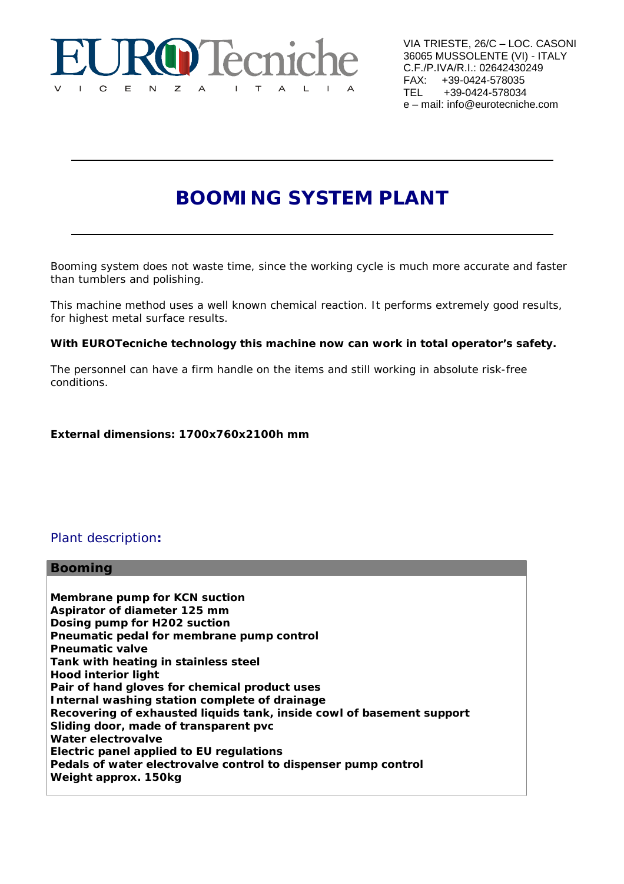# EUROTecniche

V I C E N Z A   I T A L I A

VIA TRIESTE, 26/C – LOC. CASONI
36065 MUSSOLENTE (VI) - ITALY
C.F./P.IVA/R.I.: 02642430249
FAX: +39-0424-578035
TEL +39-0424-578034
e – mail: info@eurotecniche.com

---

# BOOMING SYSTEM PLANT

---

Booming system does not waste time, since the working cycle is much more accurate and faster than tumblers and polishing.

This machine method uses a well known chemical reaction. It performs extremely good results, for highest metal surface results.

**With EUROTecniche technology this machine now can work in total operator's safety.**

The personnel can have a firm handle on the items and still working in absolute risk-free conditions.

**External dimensions: 1700x760x2100h mm**

## Plant description:

| Booming |
|---|
| **Membrane pump for KCN suction**<br>**Aspirator of diameter 125 mm**<br>**Dosing pump for H202 suction**<br>**Pneumatic pedal for membrane pump control**<br>**Pneumatic valve**<br>**Tank with heating in stainless steel**<br>**Hood interior light**<br>**Pair of hand gloves for chemical product uses**<br>**Internal washing station complete of drainage**<br>**Recovering of exhausted liquids tank, inside cowl of basement support**<br>**Sliding door, made of transparent pvc**<br>**Water electrovalve**<br>**Electric panel applied to EU regulations**<br>**Pedals of water electrovalve control to dispenser pump control**<br>**Weight approx. 150kg** |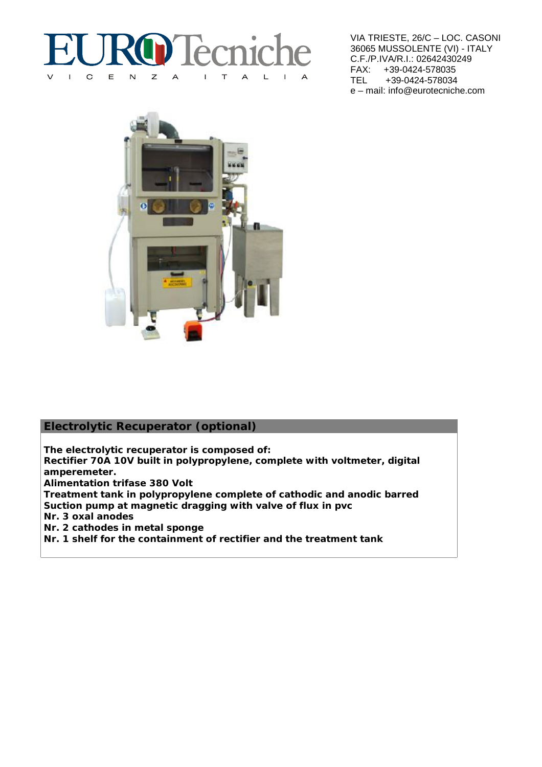# EUROTecniche

VICENZA ITALIA

VIA TRIESTE, 26/C – LOC. CASONI
36065 MUSSOLENTE (VI) - ITALY
C.F./P.IVA/R.I.: 02642430249
FAX: +39-0424-578035
TEL +39-0424-578034
e – mail: info@eurotecniche.com

## Electrolytic Recuperator (optional)

**The electrolytic recuperator is composed of:**
**Rectifier 70A 10V built in polypropylene, complete with voltmeter, digital amperemeter.**
**Alimentation trifase 380 Volt**
**Treatment tank in polypropylene complete of cathodic and anodic barred**
**Suction pump at magnetic dragging with valve of flux in pvc**
**Nr. 3 oxal anodes**
**Nr. 2 cathodes in metal sponge**
**Nr. 1 shelf for the containment of rectifier and the treatment tank**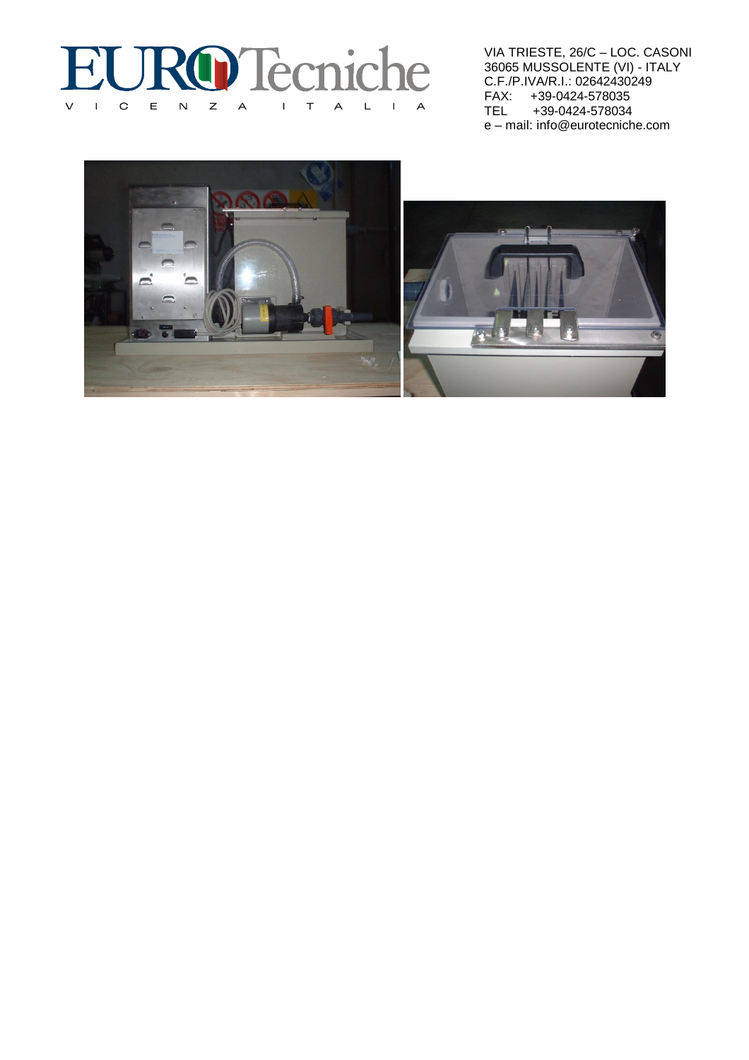VIA TRIESTE, 26/C – LOC. CASONI
36065 MUSSOLENTE (VI) - ITALY
C.F./P.IVA/R.I.: 02642430249
FAX: +39-0424-578035
TEL +39-0424-578034
e – mail: info@eurotecniche.com